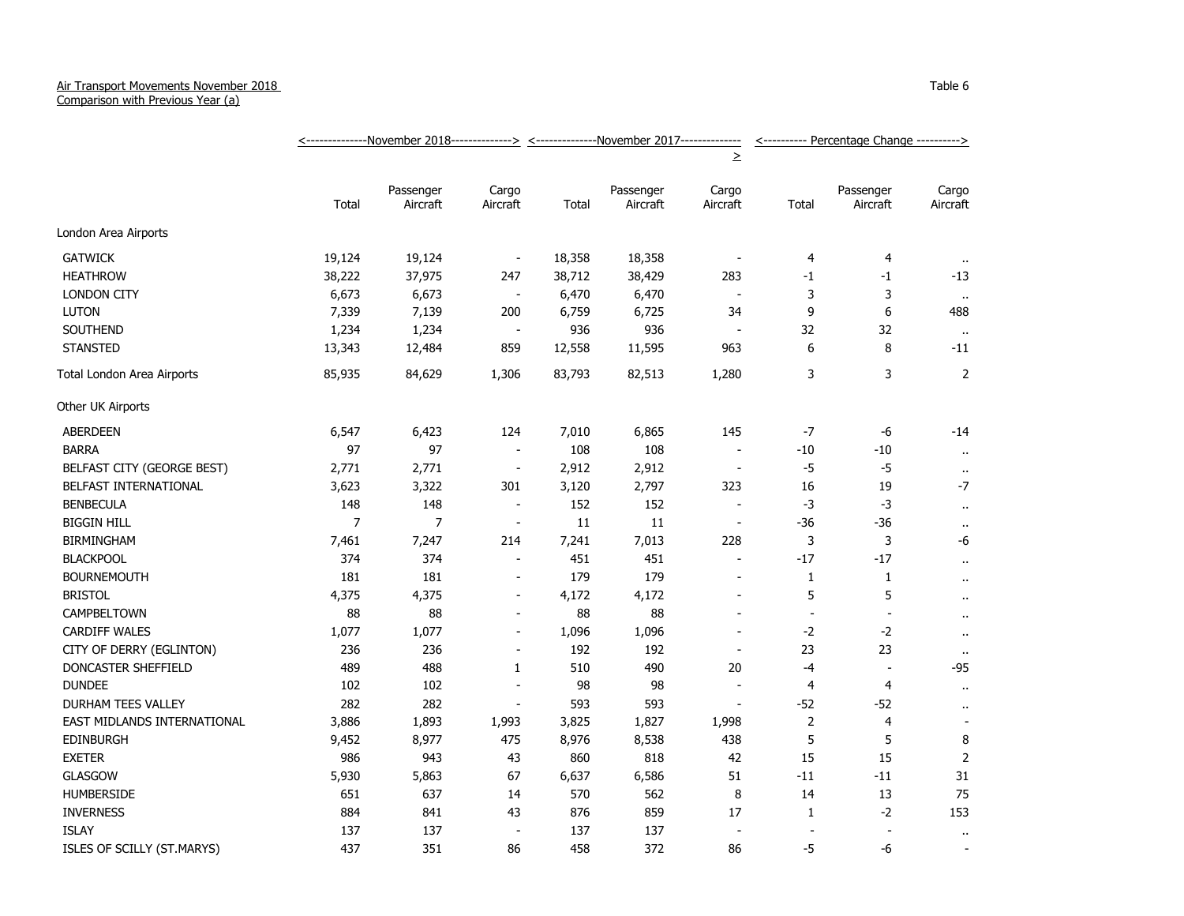Air Transport Movements November 2018
Comparison with Previous Year (a)

Table 6

| | November 2018 | | | November 2017 | | | Percentage Change | | |
|---|---|---|---|---|---|---|---|---|---|
| | Total | Passenger Aircraft | Cargo Aircraft | Total | Passenger Aircraft | Cargo Aircraft | Total | Passenger Aircraft | Cargo Aircraft |
| London Area Airports | | | | | | | | | |
| GATWICK | 19,124 | 19,124 | - | 18,358 | 18,358 | - | 4 | 4 | .. |
| HEATHROW | 38,222 | 37,975 | 247 | 38,712 | 38,429 | 283 | -1 | -1 | -13 |
| LONDON CITY | 6,673 | 6,673 | - | 6,470 | 6,470 | - | 3 | 3 | .. |
| LUTON | 7,339 | 7,139 | 200 | 6,759 | 6,725 | 34 | 9 | 6 | 488 |
| SOUTHEND | 1,234 | 1,234 | - | 936 | 936 | - | 32 | 32 | .. |
| STANSTED | 13,343 | 12,484 | 859 | 12,558 | 11,595 | 963 | 6 | 8 | -11 |
| Total London Area Airports | 85,935 | 84,629 | 1,306 | 83,793 | 82,513 | 1,280 | 3 | 3 | 2 |
| Other UK Airports | | | | | | | | | |
| ABERDEEN | 6,547 | 6,423 | 124 | 7,010 | 6,865 | 145 | -7 | -6 | -14 |
| BARRA | 97 | 97 | - | 108 | 108 | - | -10 | -10 | .. |
| BELFAST CITY (GEORGE BEST) | 2,771 | 2,771 | - | 2,912 | 2,912 | - | -5 | -5 | .. |
| BELFAST INTERNATIONAL | 3,623 | 3,322 | 301 | 3,120 | 2,797 | 323 | 16 | 19 | -7 |
| BENBECULA | 148 | 148 | - | 152 | 152 | - | -3 | -3 | .. |
| BIGGIN HILL | 7 | 7 | - | 11 | 11 | - | -36 | -36 | .. |
| BIRMINGHAM | 7,461 | 7,247 | 214 | 7,241 | 7,013 | 228 | 3 | 3 | -6 |
| BLACKPOOL | 374 | 374 | - | 451 | 451 | - | -17 | -17 | .. |
| BOURNEMOUTH | 181 | 181 | - | 179 | 179 | - | 1 | 1 | .. |
| BRISTOL | 4,375 | 4,375 | - | 4,172 | 4,172 | - | 5 | 5 | .. |
| CAMPBELTOWN | 88 | 88 | - | 88 | 88 | - | - | - | .. |
| CARDIFF WALES | 1,077 | 1,077 | - | 1,096 | 1,096 | - | -2 | -2 | .. |
| CITY OF DERRY (EGLINTON) | 236 | 236 | - | 192 | 192 | - | 23 | 23 | .. |
| DONCASTER SHEFFIELD | 489 | 488 | 1 | 510 | 490 | 20 | -4 | - | -95 |
| DUNDEE | 102 | 102 | - | 98 | 98 | - | 4 | 4 | .. |
| DURHAM TEES VALLEY | 282 | 282 | - | 593 | 593 | - | -52 | -52 | .. |
| EAST MIDLANDS INTERNATIONAL | 3,886 | 1,893 | 1,993 | 3,825 | 1,827 | 1,998 | 2 | 4 | - |
| EDINBURGH | 9,452 | 8,977 | 475 | 8,976 | 8,538 | 438 | 5 | 5 | 8 |
| EXETER | 986 | 943 | 43 | 860 | 818 | 42 | 15 | 15 | 2 |
| GLASGOW | 5,930 | 5,863 | 67 | 6,637 | 6,586 | 51 | -11 | -11 | 31 |
| HUMBERSIDE | 651 | 637 | 14 | 570 | 562 | 8 | 14 | 13 | 75 |
| INVERNESS | 884 | 841 | 43 | 876 | 859 | 17 | 1 | -2 | 153 |
| ISLAY | 137 | 137 | - | 137 | 137 | - | - | - | .. |
| ISLES OF SCILLY (ST.MARYS) | 437 | 351 | 86 | 458 | 372 | 86 | -5 | -6 | - |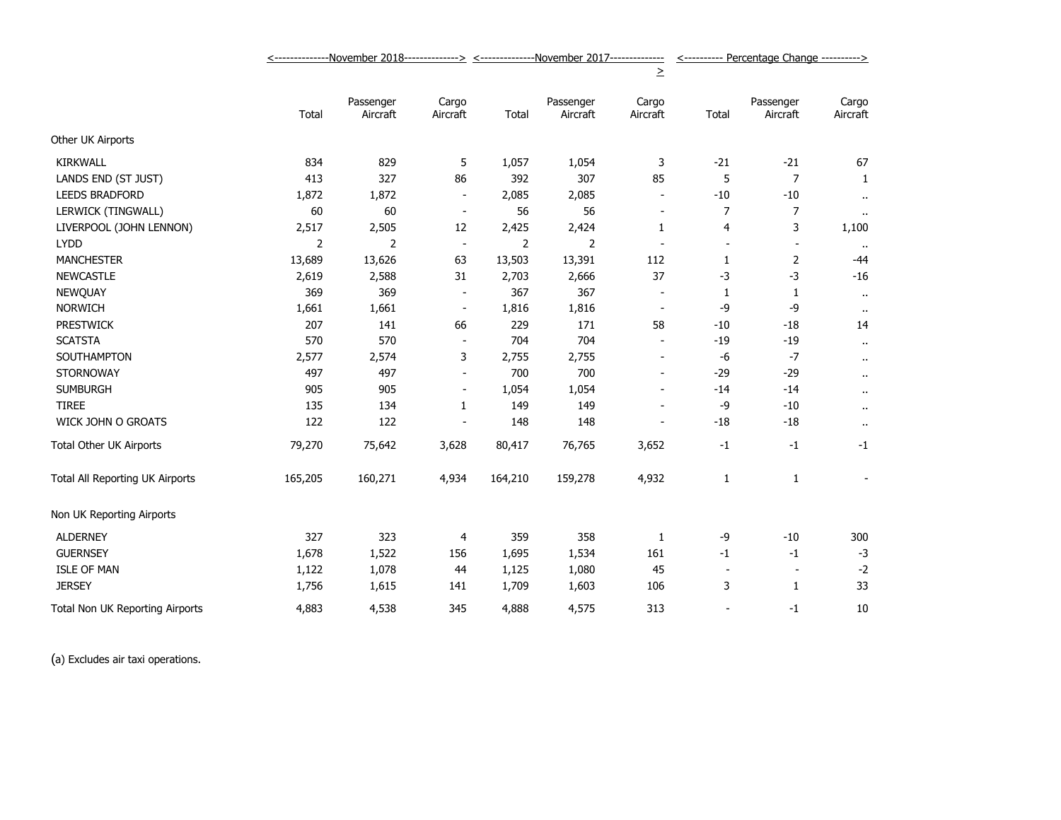| | <--------------November 2018--------------> | | | <--------------November 2017--------------> | | | <---------- Percentage Change ----------> | | |
|---|---|---|---|---|---|---|---|---|---|
| | Total | Passenger Aircraft | Cargo Aircraft | Total | Passenger Aircraft | Cargo Aircraft | Total | Passenger Aircraft | Cargo Aircraft |
| Other UK Airports | | | | | | | | | |
| KIRKWALL | 834 | 829 | 5 | 1,057 | 1,054 | 3 | -21 | -21 | 67 |
| LANDS END (ST JUST) | 413 | 327 | 86 | 392 | 307 | 85 | 5 | 7 | 1 |
| LEEDS BRADFORD | 1,872 | 1,872 | - | 2,085 | 2,085 | - | -10 | -10 | .. |
| LERWICK (TINGWALL) | 60 | 60 | - | 56 | 56 | - | 7 | 7 | .. |
| LIVERPOOL (JOHN LENNON) | 2,517 | 2,505 | 12 | 2,425 | 2,424 | 1 | 4 | 3 | 1,100 |
| LYDD | 2 | 2 | - | 2 | 2 | - | - | - | .. |
| MANCHESTER | 13,689 | 13,626 | 63 | 13,503 | 13,391 | 112 | 1 | 2 | -44 |
| NEWCASTLE | 2,619 | 2,588 | 31 | 2,703 | 2,666 | 37 | -3 | -3 | -16 |
| NEWQUAY | 369 | 369 | - | 367 | 367 | - | 1 | 1 | .. |
| NORWICH | 1,661 | 1,661 | - | 1,816 | 1,816 | - | -9 | -9 | .. |
| PRESTWICK | 207 | 141 | 66 | 229 | 171 | 58 | -10 | -18 | 14 |
| SCATSTA | 570 | 570 | - | 704 | 704 | - | -19 | -19 | .. |
| SOUTHAMPTON | 2,577 | 2,574 | 3 | 2,755 | 2,755 | - | -6 | -7 | .. |
| STORNOWAY | 497 | 497 | - | 700 | 700 | - | -29 | -29 | .. |
| SUMBURGH | 905 | 905 | - | 1,054 | 1,054 | - | -14 | -14 | .. |
| TIREE | 135 | 134 | 1 | 149 | 149 | - | -9 | -10 | .. |
| WICK JOHN O GROATS | 122 | 122 | - | 148 | 148 | - | -18 | -18 | .. |
| Total Other UK Airports | 79,270 | 75,642 | 3,628 | 80,417 | 76,765 | 3,652 | -1 | -1 | -1 |
| Total All Reporting UK Airports | 165,205 | 160,271 | 4,934 | 164,210 | 159,278 | 4,932 | 1 | 1 | - |
| Non UK Reporting Airports | | | | | | | | | |
| ALDERNEY | 327 | 323 | 4 | 359 | 358 | 1 | -9 | -10 | 300 |
| GUERNSEY | 1,678 | 1,522 | 156 | 1,695 | 1,534 | 161 | -1 | -1 | -3 |
| ISLE OF MAN | 1,122 | 1,078 | 44 | 1,125 | 1,080 | 45 | - | - | -2 |
| JERSEY | 1,756 | 1,615 | 141 | 1,709 | 1,603 | 106 | 3 | 1 | 33 |
| Total Non UK Reporting Airports | 4,883 | 4,538 | 345 | 4,888 | 4,575 | 313 | - | -1 | 10 |

(a) Excludes air taxi operations.